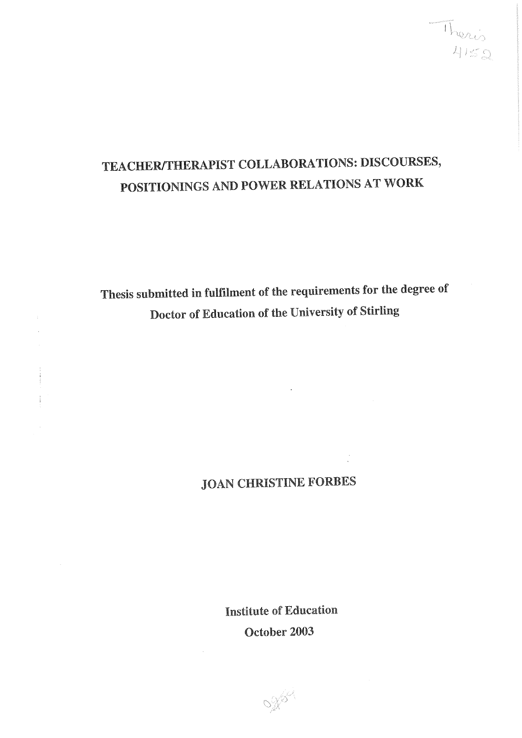Thesis 4152

# TEACHER/THERAPIST COLLABORATIONS: DISCOURSES, POSITIONINGS AND POWER RELATIONS AT WORK

**Thesis submitted in fulfilment of the requirements for the degree of Doctor of Education of the University of Stirling**

JOAN CHRISTINE FORBES

**Institute of Education**

**October 2003**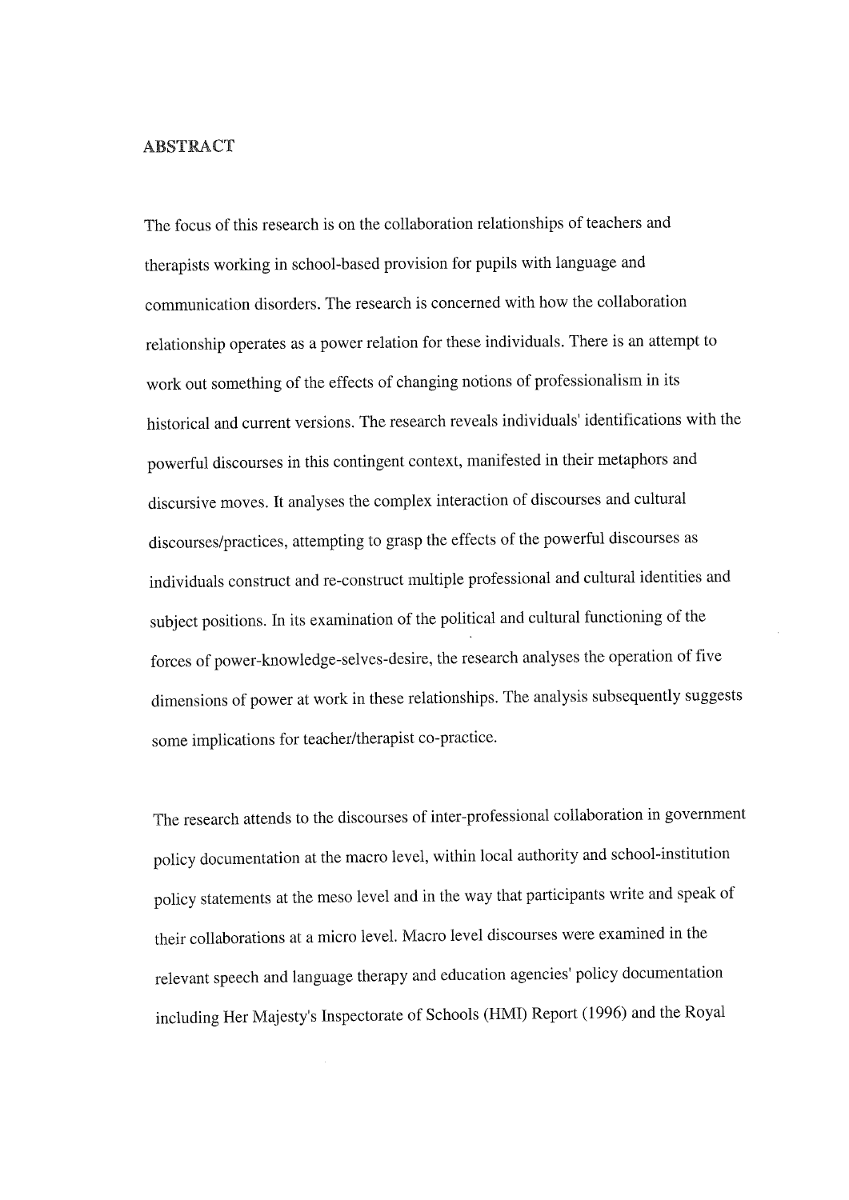## ABSTRACT

The focus of this research is on the collaboration relationships of teachers and therapists working in school-based provision for pupils with language and communication disorders. The research is concerned with how the collaboration relationship operates as a power relation for these individuals. There is an attempt to work out something of the effects of changing notions of professionalism in its historical and current versions. The research reveals individuals' identifications with the powerful discourses in this contingent context, manifested in their metaphors and discursive moves. It analyses the complex interaction of discourses and cultural discourses/practices, attempting to grasp the effects of the powerful discourses as individuals construct and re-construct multiple professional and cultural identities and subject positions. In its examination of the political and cultural functioning of the forces of power-knowledge-selves-desire, the research analyses the operation of five dimensions of power at work in these relationships. The analysis subsequently suggests some implications for teacher/therapist co-practice.

The research attends to the discourses of inter-professional collaboration in government policy documentation at the macro level, within local authority and school-institution policy statements at the meso level and in the way that participants write and speak of their collaborations at a micro level. Macro level discourses were examined in the relevant speech and language therapy and education agencies' policy documentation including Her Majesty's Inspectorate of Schools (HMI) Report (1996) and the Royal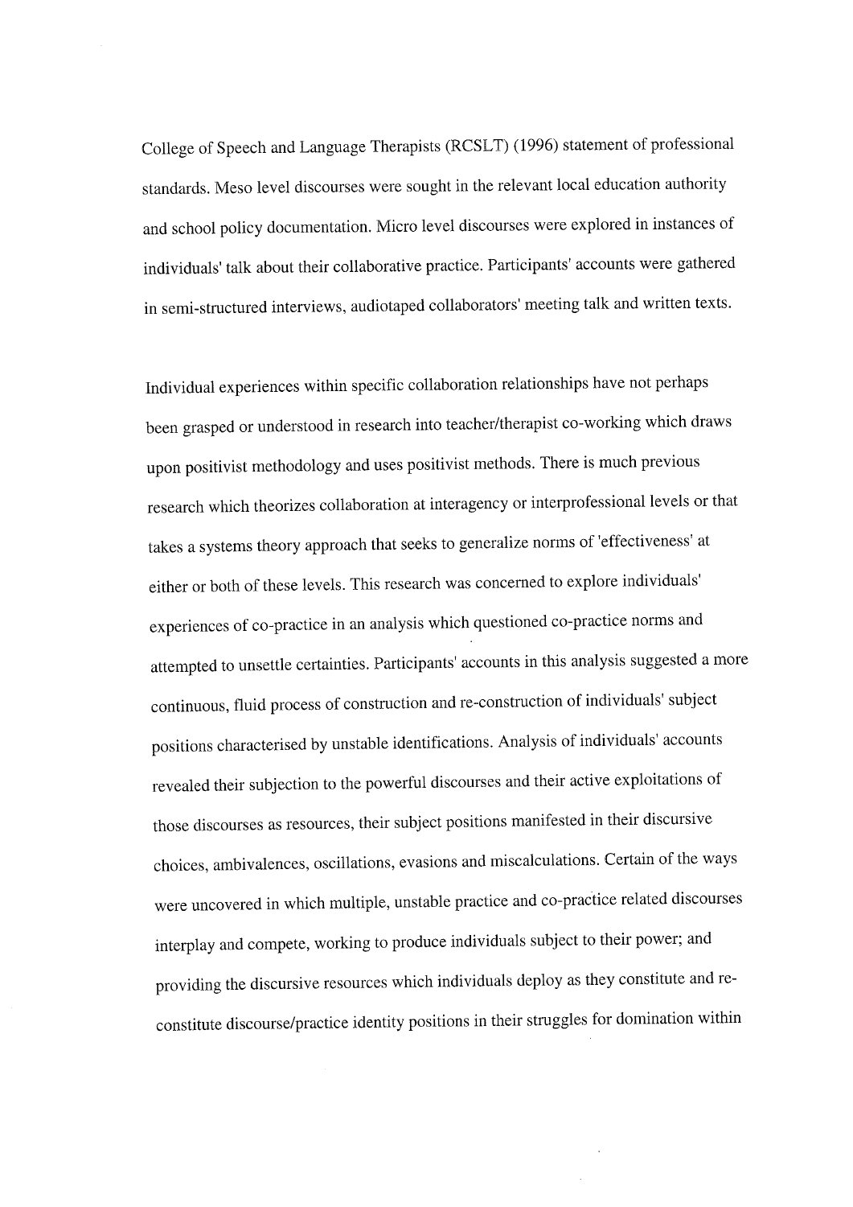College of Speech and Language Therapists (RCSLT) (1996) statement of professional standards. Meso level discourses were sought in the relevant local education authority and school policy documentation. Micro level discourses were explored in instances of individuals' talk about their collaborative practice. Participants' accounts were gathered in semi-structured interviews, audiotaped collaborators' meeting talk and written texts.

Individual experiences within specific collaboration relationships have not perhaps been grasped or understood in research into teacher/therapist co-working which draws upon positivist methodology and uses positivist methods. There is much previous research which theorizes collaboration at interagency or interprofessional levels or that takes a systems theory approach that seeks to generalize norms of 'effectiveness' at either or both of these levels. This research was concerned to explore individuals' experiences of co-practice in an analysis which questioned co-practice norms and attempted to unsettle certainties. Participants' accounts in this analysis suggested a more continuous, fluid process of construction and re-construction of individuals' subject positions characterised by unstable identifications. Analysis of individuals' accounts revealed their subjection to the powerful discourses and their active exploitations of those discourses as resources, their subject positions manifested in their discursive choices, ambivalences, oscillations, evasions and miscalculations. Certain of the ways were uncovered in which multiple, unstable practice and co-practice related discourses interplay and compete, working to produce individuals subject to their power; and providing the discursive resources which individuals deploy as they constitute and re-constitute discourse/practice identity positions in their struggles for domination within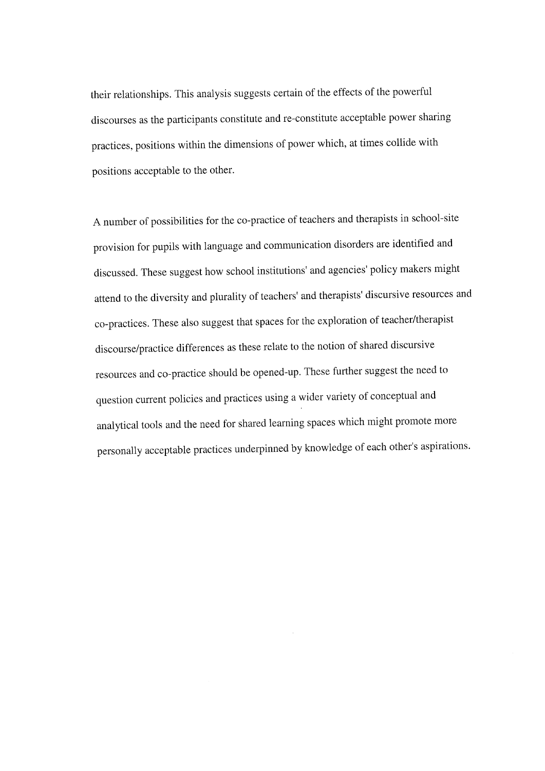their relationships. This analysis suggests certain of the effects of the powerful discourses as the participants constitute and re-constitute acceptable power sharing practices, positions within the dimensions of power which, at times collide with positions acceptable to the other.

A number of possibilities for the co-practice of teachers and therapists in school-site provision for pupils with language and communication disorders are identified and discussed. These suggest how school institutions' and agencies' policy makers might attend to the diversity and plurality of teachers' and therapists' discursive resources and co-practices. These also suggest that spaces for the exploration of teacher/therapist discourse/practice differences as these relate to the notion of shared discursive resources and co-practice should be opened-up. These further suggest the need to question current policies and practices using a wider variety of conceptual and analytical tools and the need for shared learning spaces which might promote more personally acceptable practices underpinned by knowledge of each other's aspirations.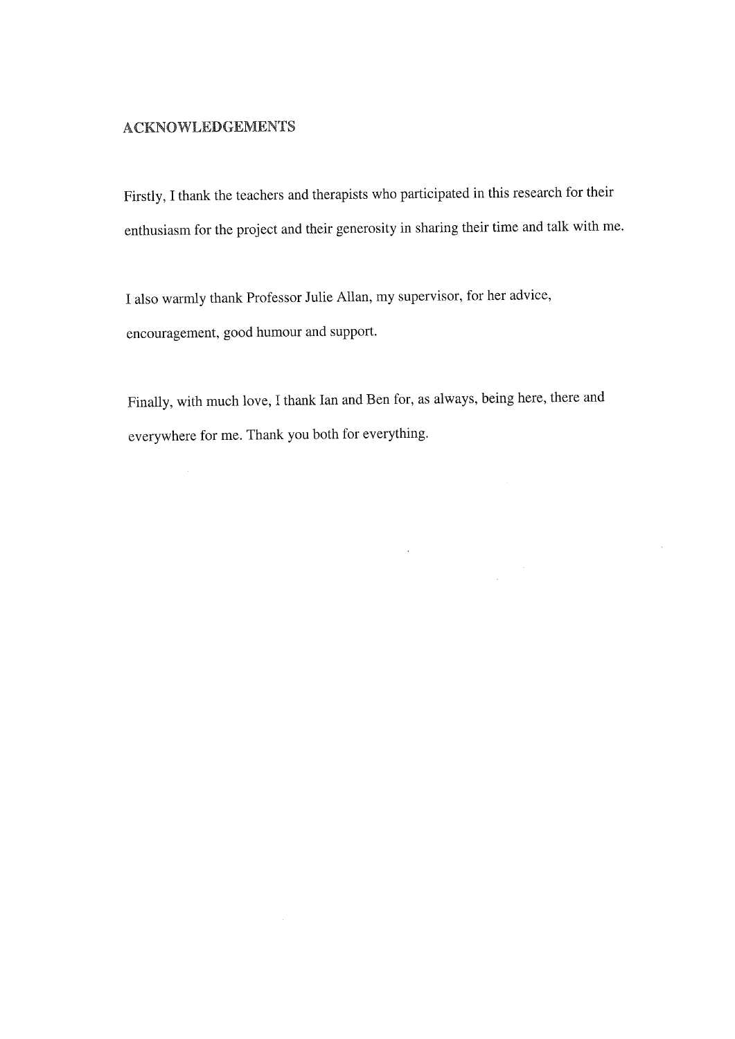## ACKNOWLEDGEMENTS

Firstly, I thank the teachers and therapists who participated in this research for their enthusiasm for the project and their generosity in sharing their time and talk with me.

I also warmly thank Professor Julie Allan, my supervisor, for her advice, encouragement, good humour and support.

Finally, with much love, I thank Ian and Ben for, as always, being here, there and everywhere for me. Thank you both for everything.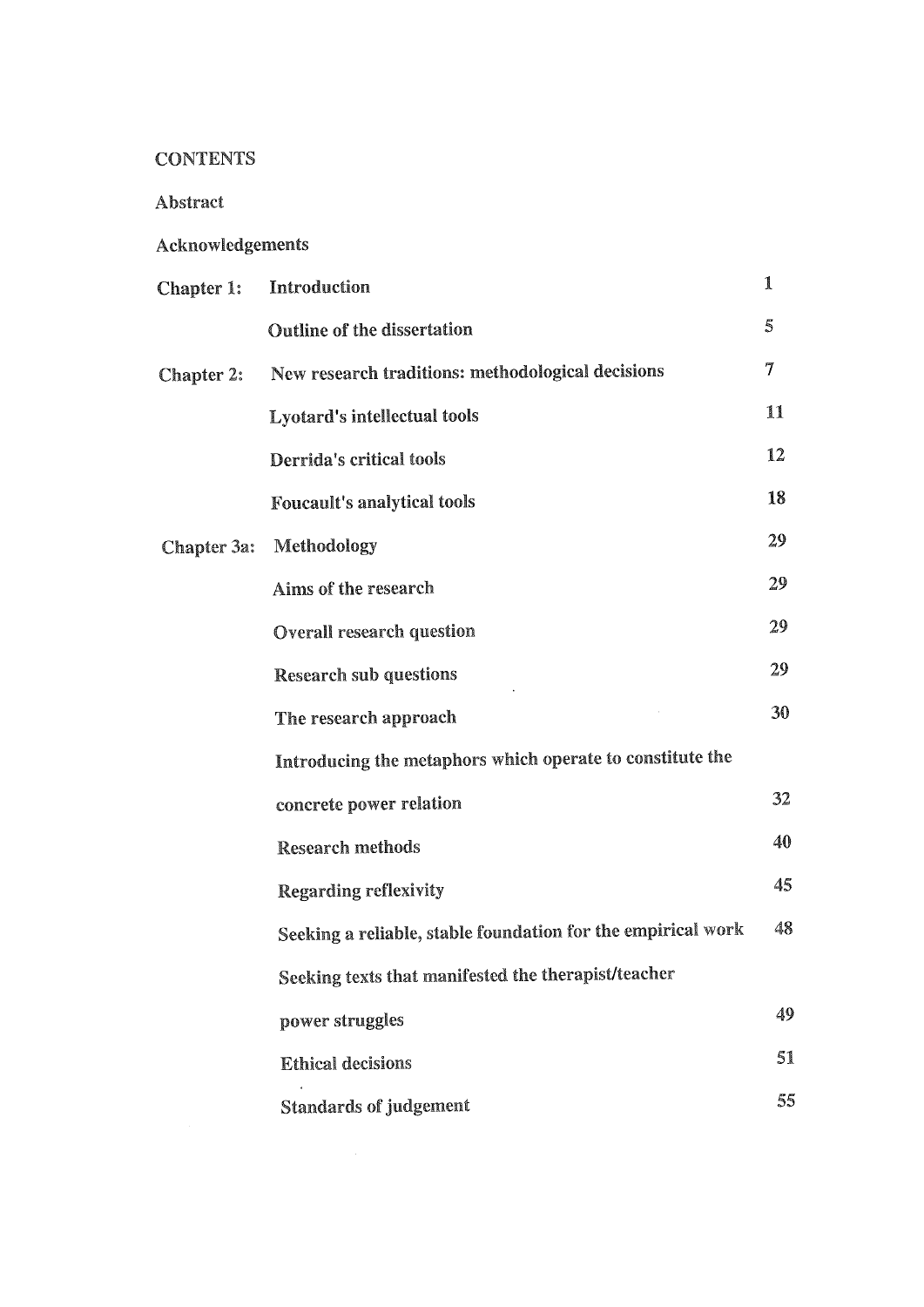# CONTENTS

Abstract

Acknowledgements

| | | |
|---|---|---|
| Chapter 1: | Introduction | 1 |
| | Outline of the dissertation | 5 |
| Chapter 2: | New research traditions: methodological decisions | 7 |
| | Lyotard's intellectual tools | 11 |
| | Derrida's critical tools | 12 |
| | Foucault's analytical tools | 18 |
| Chapter 3a: | Methodology | 29 |
| | Aims of the research | 29 |
| | Overall research question | 29 |
| | Research sub questions | 29 |
| | The research approach | 30 |
| | Introducing the metaphors which operate to constitute the concrete power relation | 32 |
| | Research methods | 40 |
| | Regarding reflexivity | 45 |
| | Seeking a reliable, stable foundation for the empirical work | 48 |
| | Seeking texts that manifested the therapist/teacher power struggles | 49 |
| | Ethical decisions | 51 |
| | Standards of judgement | 55 |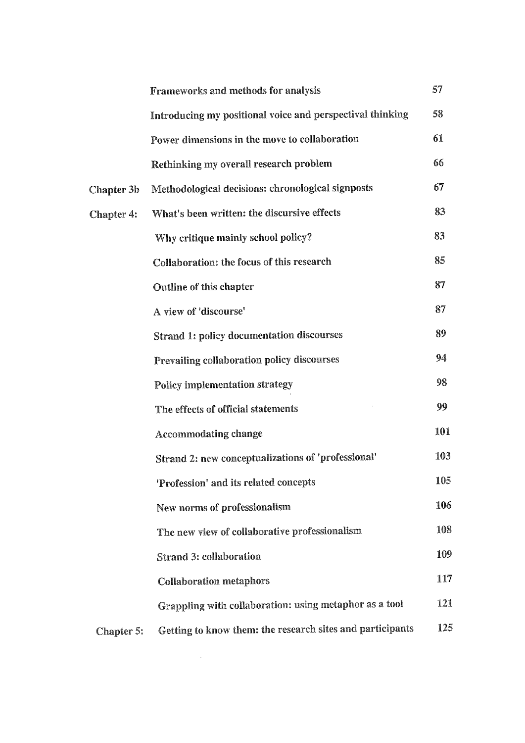| | | |
|---|---|---|
| | Frameworks and methods for analysis | 57 |
| | Introducing my positional voice and perspectival thinking | 58 |
| | Power dimensions in the move to collaboration | 61 |
| | Rethinking my overall research problem | 66 |
| Chapter 3b | Methodological decisions: chronological signposts | 67 |
| Chapter 4: | What's been written: the discursive effects | 83 |
| | Why critique mainly school policy? | 83 |
| | Collaboration: the focus of this research | 85 |
| | Outline of this chapter | 87 |
| | A view of 'discourse' | 87 |
| | Strand 1: policy documentation discourses | 89 |
| | Prevailing collaboration policy discourses | 94 |
| | Policy implementation strategy | 98 |
| | The effects of official statements | 99 |
| | Accommodating change | 101 |
| | Strand 2: new conceptualizations of 'professional' | 103 |
| | 'Profession' and its related concepts | 105 |
| | New norms of professionalism | 106 |
| | The new view of collaborative professionalism | 108 |
| | Strand 3: collaboration | 109 |
| | Collaboration metaphors | 117 |
| | Grappling with collaboration: using metaphor as a tool | 121 |
| Chapter 5: | Getting to know them: the research sites and participants | 125 |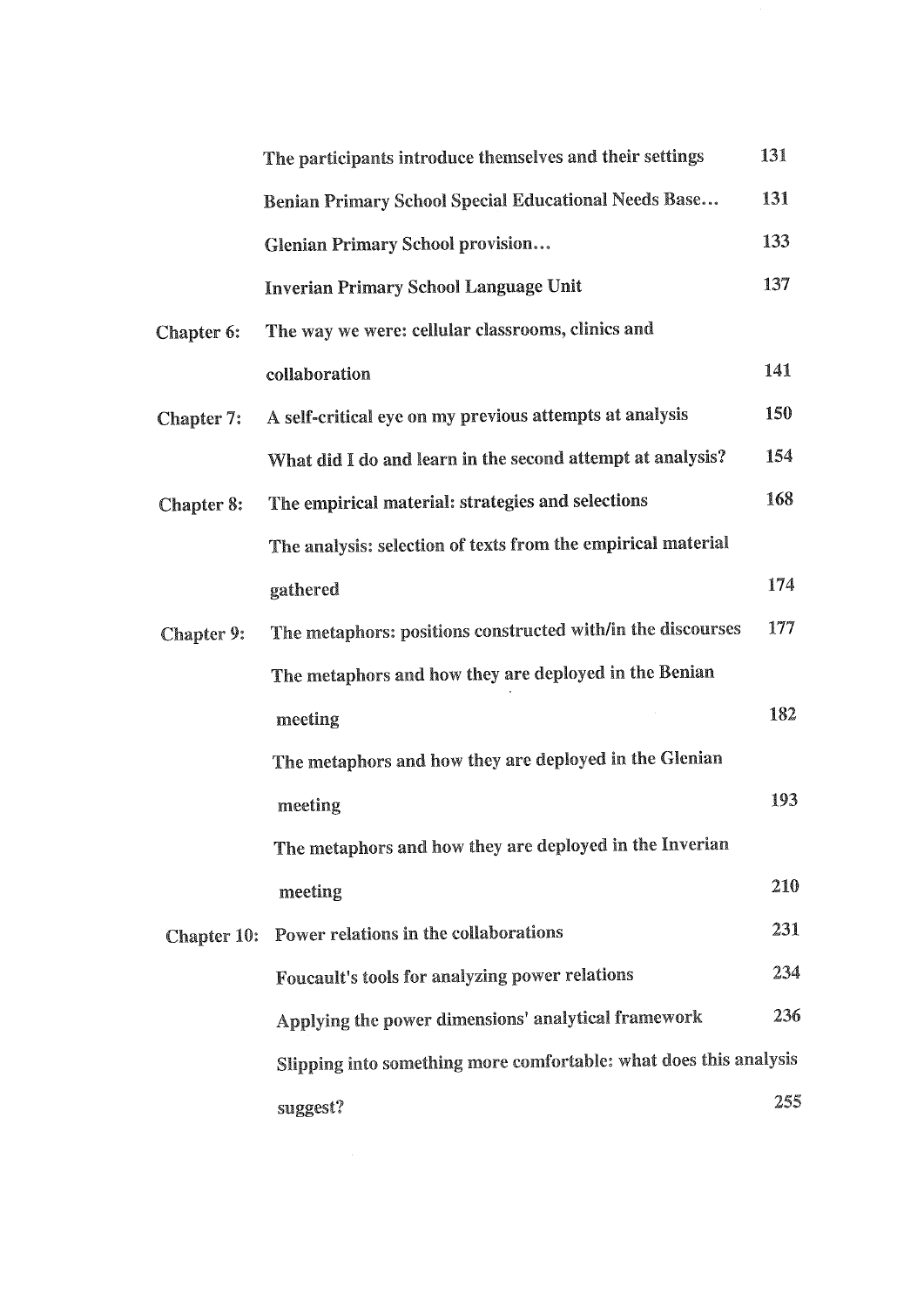| | | |
|---|---|---|
| | The participants introduce themselves and their settings | 131 |
| | Benian Primary School Special Educational Needs Base… | 131 |
| | Glenian Primary School provision… | 133 |
| | Inverian Primary School Language Unit | 137 |
| Chapter 6: | The way we were: cellular classrooms, clinics and collaboration | 141 |
| Chapter 7: | A self-critical eye on my previous attempts at analysis | 150 |
| | What did I do and learn in the second attempt at analysis? | 154 |
| Chapter 8: | The empirical material: strategies and selections | 168 |
| | The analysis: selection of texts from the empirical material gathered | 174 |
| Chapter 9: | The metaphors: positions constructed with/in the discourses | 177 |
| | The metaphors and how they are deployed in the Benian meeting | 182 |
| | The metaphors and how they are deployed in the Glenian meeting | 193 |
| | The metaphors and how they are deployed in the Inverian meeting | 210 |
| Chapter 10: | Power relations in the collaborations | 231 |
| | Foucault's tools for analyzing power relations | 234 |
| | Applying the power dimensions' analytical framework | 236 |
| | Slipping into something more comfortable: what does this analysis suggest? | 255 |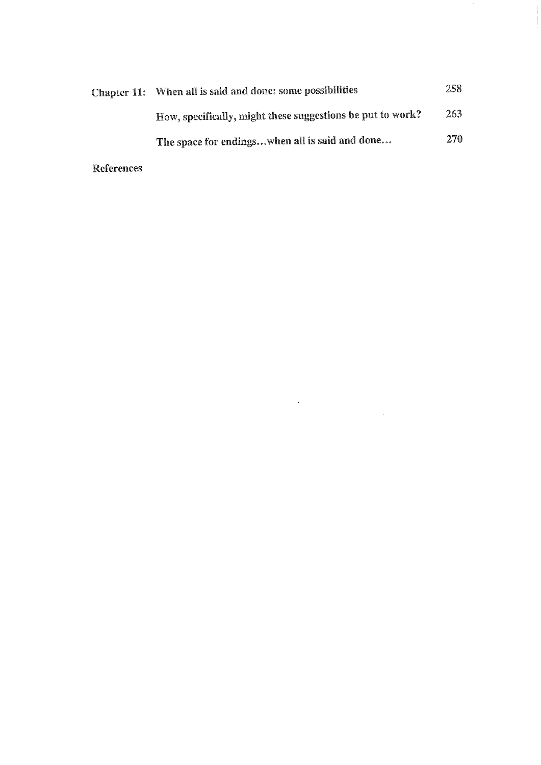| | | |
|---|---|---|
| Chapter 11: | When all is said and done: some possibilities | 258 |
| | How, specifically, might these suggestions be put to work? | 263 |
| | The space for endings…when all is said and done… | 270 |

References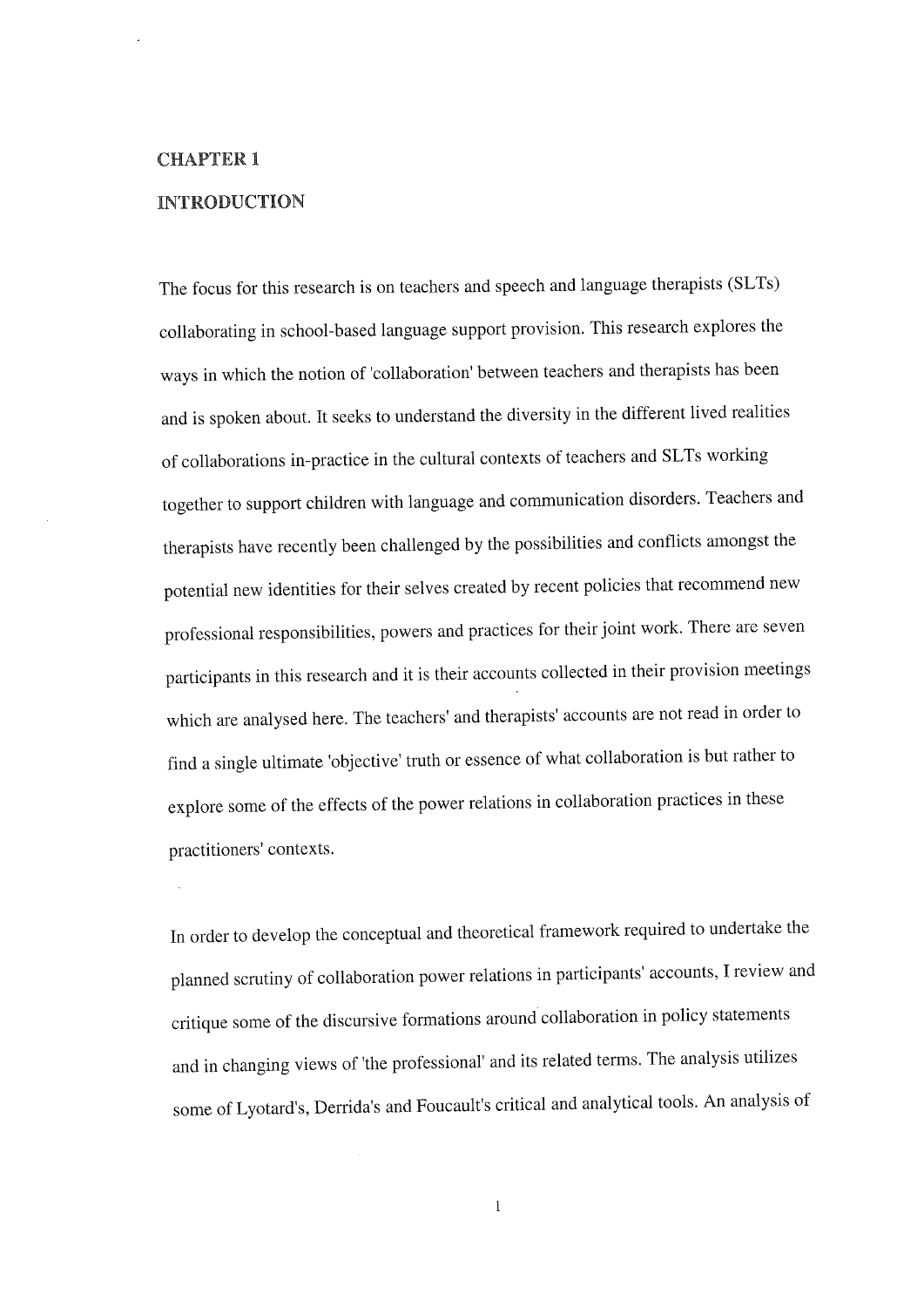# CHAPTER 1

# INTRODUCTION

The focus for this research is on teachers and speech and language therapists (SLTs) collaborating in school-based language support provision. This research explores the ways in which the notion of 'collaboration' between teachers and therapists has been and is spoken about. It seeks to understand the diversity in the different lived realities of collaborations in-practice in the cultural contexts of teachers and SLTs working together to support children with language and communication disorders. Teachers and therapists have recently been challenged by the possibilities and conflicts amongst the potential new identities for their selves created by recent policies that recommend new professional responsibilities, powers and practices for their joint work. There are seven participants in this research and it is their accounts collected in their provision meetings which are analysed here. The teachers' and therapists' accounts are not read in order to find a single ultimate 'objective' truth or essence of what collaboration is but rather to explore some of the effects of the power relations in collaboration practices in these practitioners' contexts.

In order to develop the conceptual and theoretical framework required to undertake the planned scrutiny of collaboration power relations in participants' accounts, I review and critique some of the discursive formations around collaboration in policy statements and in changing views of 'the professional' and its related terms. The analysis utilizes some of Lyotard's, Derrida's and Foucault's critical and analytical tools. An analysis of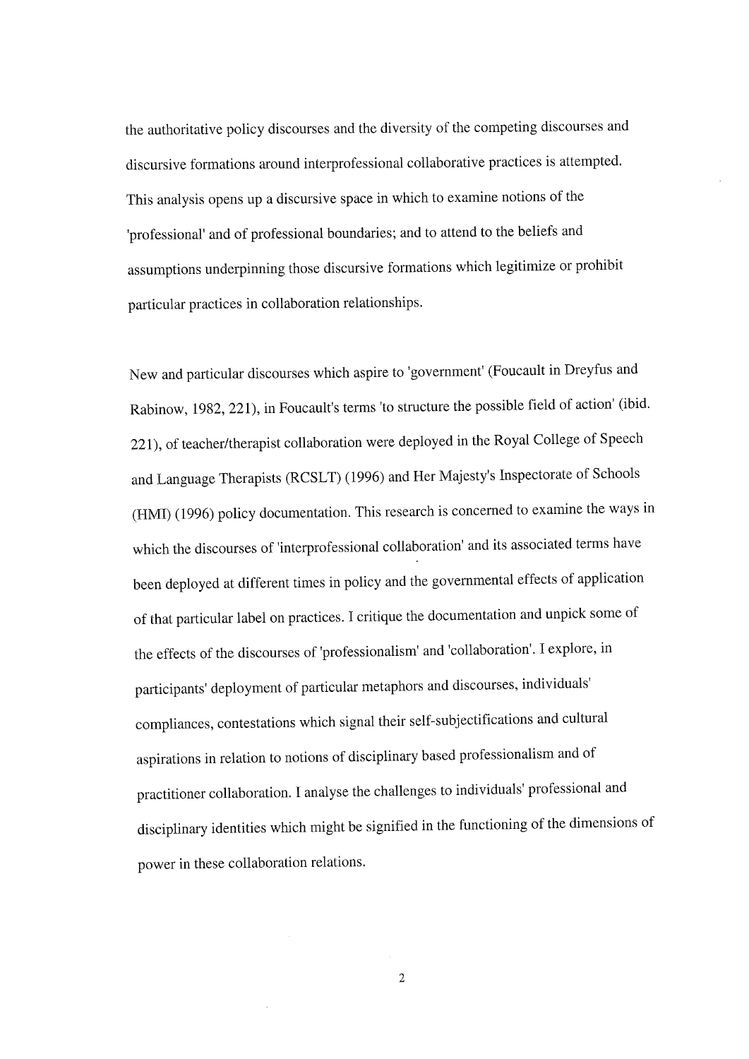the authoritative policy discourses and the diversity of the competing discourses and discursive formations around interprofessional collaborative practices is attempted. This analysis opens up a discursive space in which to examine notions of the 'professional' and of professional boundaries; and to attend to the beliefs and assumptions underpinning those discursive formations which legitimize or prohibit particular practices in collaboration relationships.

New and particular discourses which aspire to 'government' (Foucault in Dreyfus and Rabinow, 1982, 221), in Foucault's terms 'to structure the possible field of action' (ibid. 221), of teacher/therapist collaboration were deployed in the Royal College of Speech and Language Therapists (RCSLT) (1996) and Her Majesty's Inspectorate of Schools (HMI) (1996) policy documentation. This research is concerned to examine the ways in which the discourses of 'interprofessional collaboration' and its associated terms have been deployed at different times in policy and the governmental effects of application of that particular label on practices. I critique the documentation and unpick some of the effects of the discourses of 'professionalism' and 'collaboration'. I explore, in participants' deployment of particular metaphors and discourses, individuals' compliances, contestations which signal their self-subjectifications and cultural aspirations in relation to notions of disciplinary based professionalism and of practitioner collaboration. I analyse the challenges to individuals' professional and disciplinary identities which might be signified in the functioning of the dimensions of power in these collaboration relations.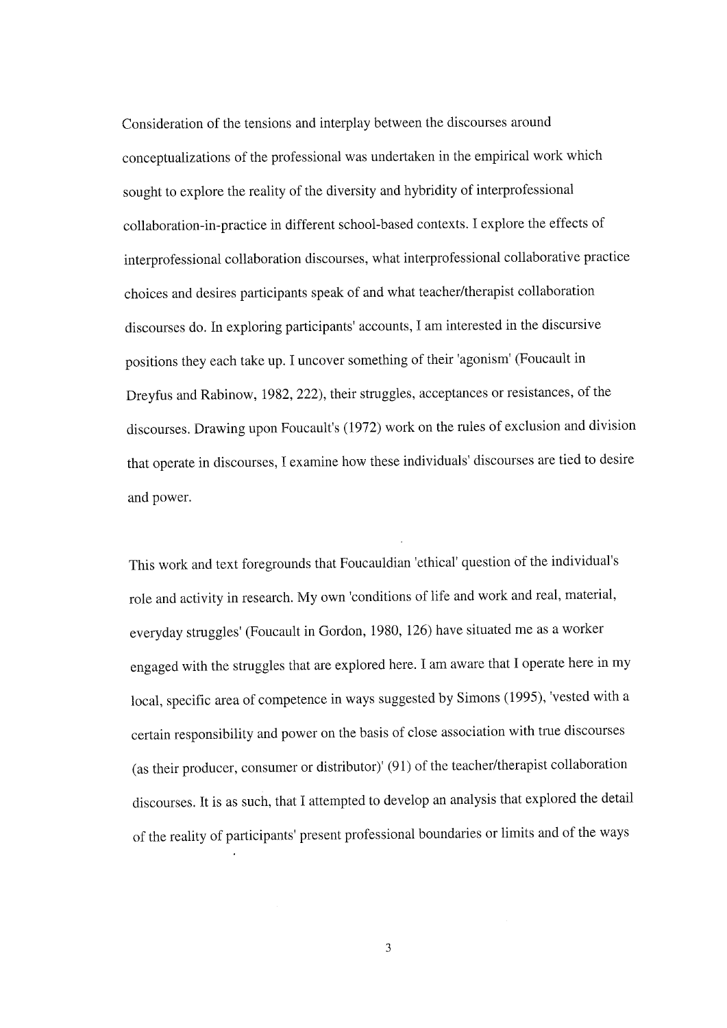Consideration of the tensions and interplay between the discourses around conceptualizations of the professional was undertaken in the empirical work which sought to explore the reality of the diversity and hybridity of interprofessional collaboration-in-practice in different school-based contexts. I explore the effects of interprofessional collaboration discourses, what interprofessional collaborative practice choices and desires participants speak of and what teacher/therapist collaboration discourses do. In exploring participants' accounts, I am interested in the discursive positions they each take up. I uncover something of their 'agonism' (Foucault in Dreyfus and Rabinow, 1982, 222), their struggles, acceptances or resistances, of the discourses. Drawing upon Foucault's (1972) work on the rules of exclusion and division that operate in discourses, I examine how these individuals' discourses are tied to desire and power.

This work and text foregrounds that Foucauldian 'ethical' question of the individual's role and activity in research. My own 'conditions of life and work and real, material, everyday struggles' (Foucault in Gordon, 1980, 126) have situated me as a worker engaged with the struggles that are explored here. I am aware that I operate here in my local, specific area of competence in ways suggested by Simons (1995), 'vested with a certain responsibility and power on the basis of close association with true discourses (as their producer, consumer or distributor)' (91) of the teacher/therapist collaboration discourses. It is as such, that I attempted to develop an analysis that explored the detail of the reality of participants' present professional boundaries or limits and of the ways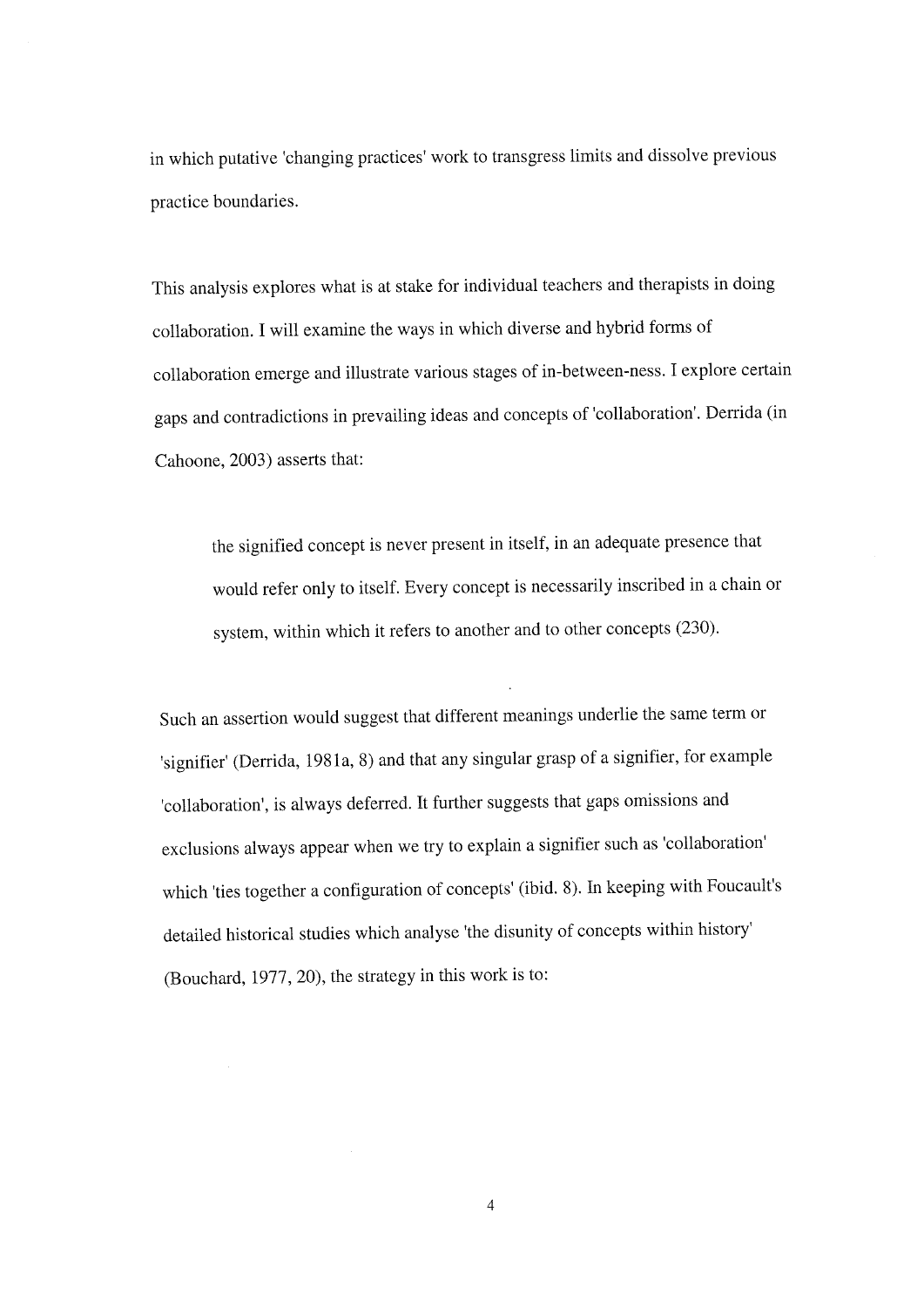in which putative 'changing practices' work to transgress limits and dissolve previous practice boundaries.

This analysis explores what is at stake for individual teachers and therapists in doing collaboration. I will examine the ways in which diverse and hybrid forms of collaboration emerge and illustrate various stages of in-between-ness. I explore certain gaps and contradictions in prevailing ideas and concepts of 'collaboration'. Derrida (in Cahoone, 2003) asserts that:

> the signified concept is never present in itself, in an adequate presence that would refer only to itself. Every concept is necessarily inscribed in a chain or system, within which it refers to another and to other concepts (230).

Such an assertion would suggest that different meanings underlie the same term or 'signifier' (Derrida, 1981a, 8) and that any singular grasp of a signifier, for example 'collaboration', is always deferred. It further suggests that gaps omissions and exclusions always appear when we try to explain a signifier such as 'collaboration' which 'ties together a configuration of concepts' (ibid. 8). In keeping with Foucault's detailed historical studies which analyse 'the disunity of concepts within history' (Bouchard, 1977, 20), the strategy in this work is to: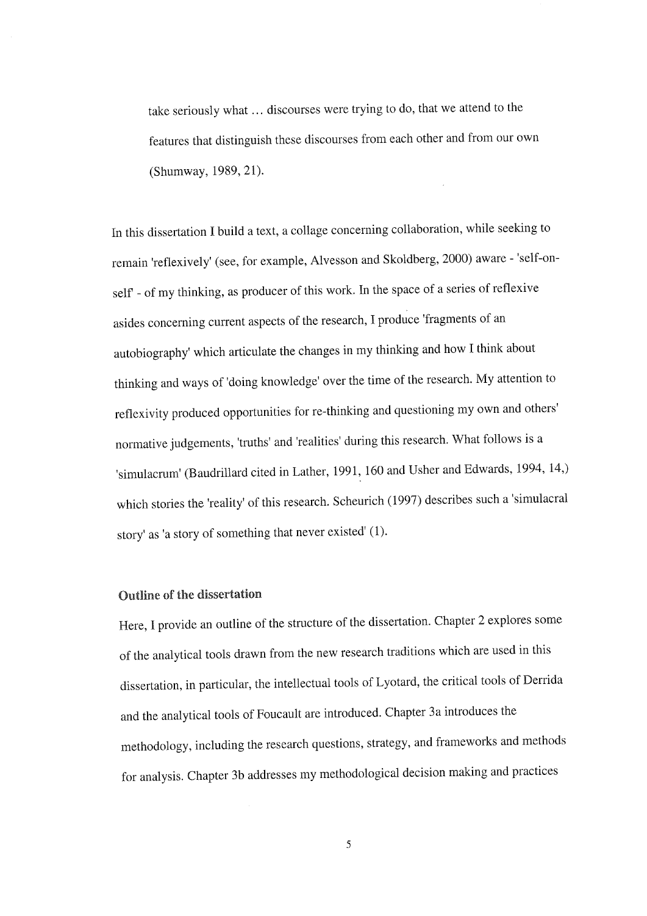> take seriously what … discourses were trying to do, that we attend to the features that distinguish these discourses from each other and from our own (Shumway, 1989, 21).

In this dissertation I build a text, a collage concerning collaboration, while seeking to remain 'reflexively' (see, for example, Alvesson and Skoldberg, 2000) aware - 'self-on-self' - of my thinking, as producer of this work. In the space of a series of reflexive asides concerning current aspects of the research, I produce 'fragments of an autobiography' which articulate the changes in my thinking and how I think about thinking and ways of 'doing knowledge' over the time of the research. My attention to reflexivity produced opportunities for re-thinking and questioning my own and others' normative judgements, 'truths' and 'realities' during this research. What follows is a 'simulacrum' (Baudrillard cited in Lather, 1991, 160 and Usher and Edwards, 1994, 14,) which stories the 'reality' of this research. Scheurich (1997) describes such a 'simulacral story' as 'a story of something that never existed' (1).

### Outline of the dissertation

Here, I provide an outline of the structure of the dissertation. Chapter 2 explores some of the analytical tools drawn from the new research traditions which are used in this dissertation, in particular, the intellectual tools of Lyotard, the critical tools of Derrida and the analytical tools of Foucault are introduced. Chapter 3a introduces the methodology, including the research questions, strategy, and frameworks and methods for analysis. Chapter 3b addresses my methodological decision making and practices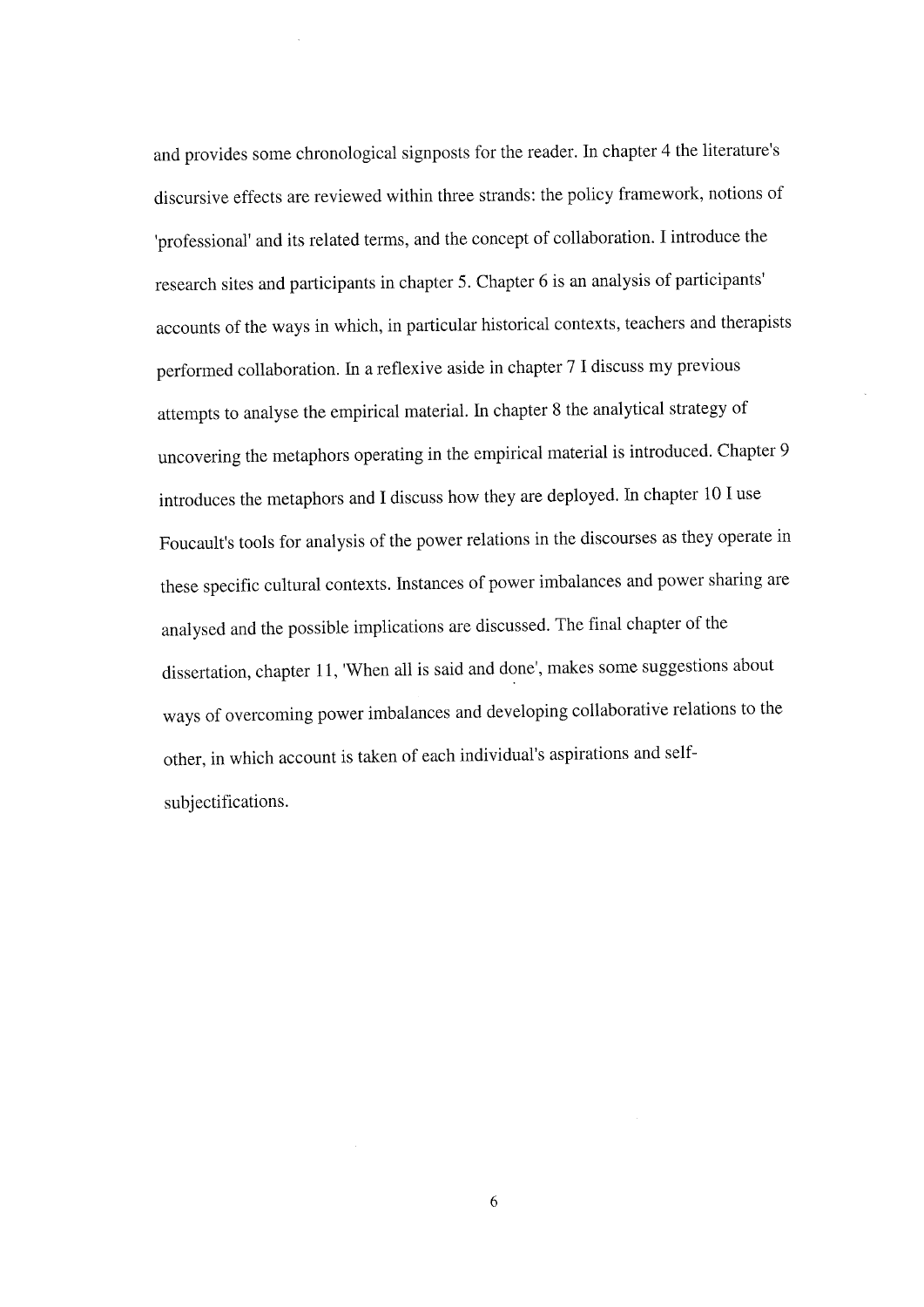and provides some chronological signposts for the reader. In chapter 4 the literature's discursive effects are reviewed within three strands: the policy framework, notions of 'professional' and its related terms, and the concept of collaboration. I introduce the research sites and participants in chapter 5. Chapter 6 is an analysis of participants' accounts of the ways in which, in particular historical contexts, teachers and therapists performed collaboration. In a reflexive aside in chapter 7 I discuss my previous attempts to analyse the empirical material. In chapter 8 the analytical strategy of uncovering the metaphors operating in the empirical material is introduced. Chapter 9 introduces the metaphors and I discuss how they are deployed. In chapter 10 I use Foucault's tools for analysis of the power relations in the discourses as they operate in these specific cultural contexts. Instances of power imbalances and power sharing are analysed and the possible implications are discussed. The final chapter of the dissertation, chapter 11, 'When all is said and done', makes some suggestions about ways of overcoming power imbalances and developing collaborative relations to the other, in which account is taken of each individual's aspirations and self-subjectifications.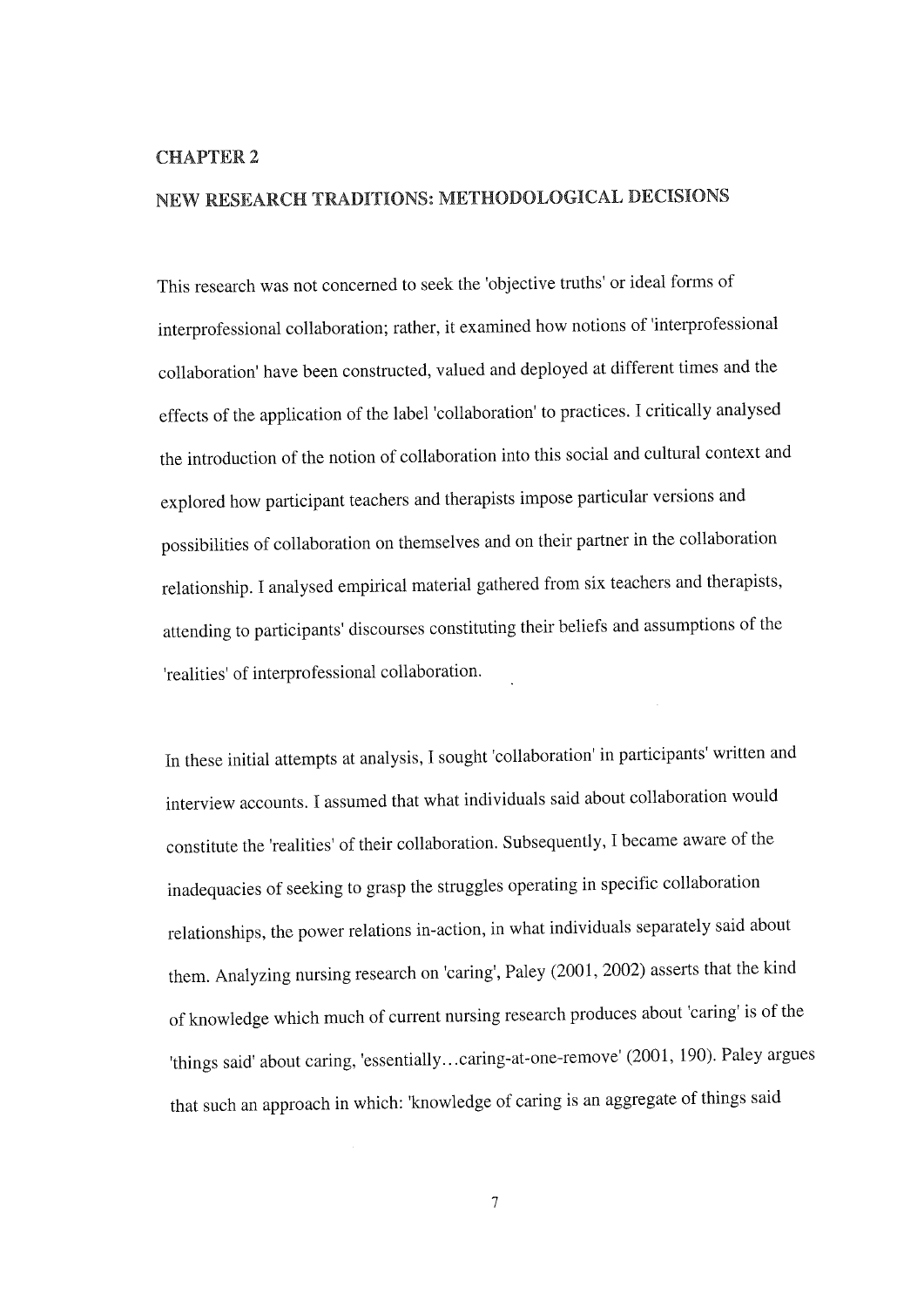# CHAPTER 2

## NEW RESEARCH TRADITIONS: METHODOLOGICAL DECISIONS

This research was not concerned to seek the 'objective truths' or ideal forms of interprofessional collaboration; rather, it examined how notions of 'interprofessional collaboration' have been constructed, valued and deployed at different times and the effects of the application of the label 'collaboration' to practices. I critically analysed the introduction of the notion of collaboration into this social and cultural context and explored how participant teachers and therapists impose particular versions and possibilities of collaboration on themselves and on their partner in the collaboration relationship. I analysed empirical material gathered from six teachers and therapists, attending to participants' discourses constituting their beliefs and assumptions of the 'realities' of interprofessional collaboration.

In these initial attempts at analysis, I sought 'collaboration' in participants' written and interview accounts. I assumed that what individuals said about collaboration would constitute the 'realities' of their collaboration. Subsequently, I became aware of the inadequacies of seeking to grasp the struggles operating in specific collaboration relationships, the power relations in-action, in what individuals separately said about them. Analyzing nursing research on 'caring', Paley (2001, 2002) asserts that the kind of knowledge which much of current nursing research produces about 'caring' is of the 'things said' about caring, 'essentially…caring-at-one-remove' (2001, 190). Paley argues that such an approach in which: 'knowledge of caring is an aggregate of things said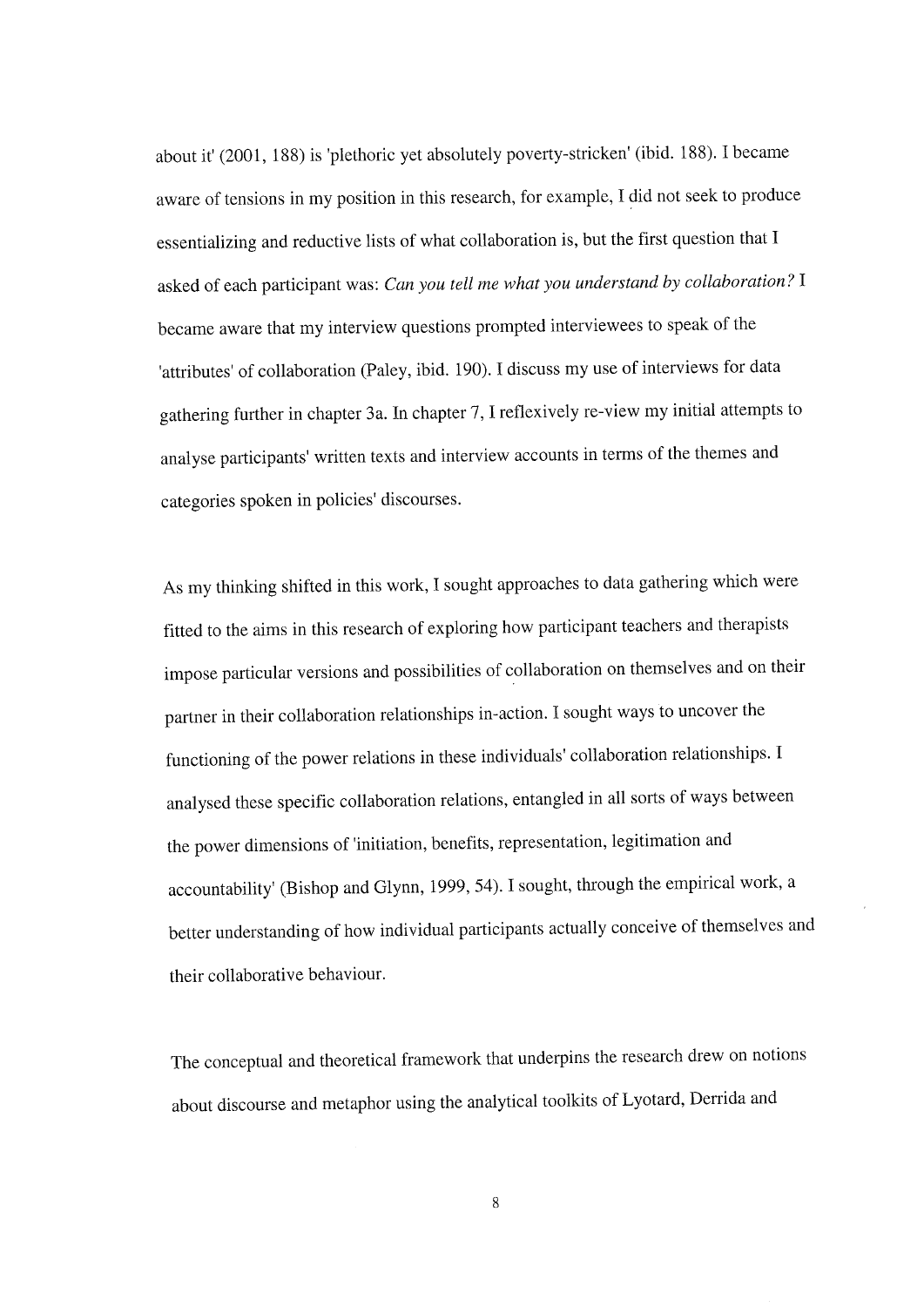about it' (2001, 188) is 'plethoric yet absolutely poverty-stricken' (ibid. 188). I became aware of tensions in my position in this research, for example, I did not seek to produce essentializing and reductive lists of what collaboration is, but the first question that I asked of each participant was: *Can you tell me what you understand by collaboration?* I became aware that my interview questions prompted interviewees to speak of the 'attributes' of collaboration (Paley, ibid. 190). I discuss my use of interviews for data gathering further in chapter 3a. In chapter 7, I reflexively re-view my initial attempts to analyse participants' written texts and interview accounts in terms of the themes and categories spoken in policies' discourses.

As my thinking shifted in this work, I sought approaches to data gathering which were fitted to the aims in this research of exploring how participant teachers and therapists impose particular versions and possibilities of collaboration on themselves and on their partner in their collaboration relationships in-action. I sought ways to uncover the functioning of the power relations in these individuals' collaboration relationships. I analysed these specific collaboration relations, entangled in all sorts of ways between the power dimensions of 'initiation, benefits, representation, legitimation and accountability' (Bishop and Glynn, 1999, 54). I sought, through the empirical work, a better understanding of how individual participants actually conceive of themselves and their collaborative behaviour.

The conceptual and theoretical framework that underpins the research drew on notions about discourse and metaphor using the analytical toolkits of Lyotard, Derrida and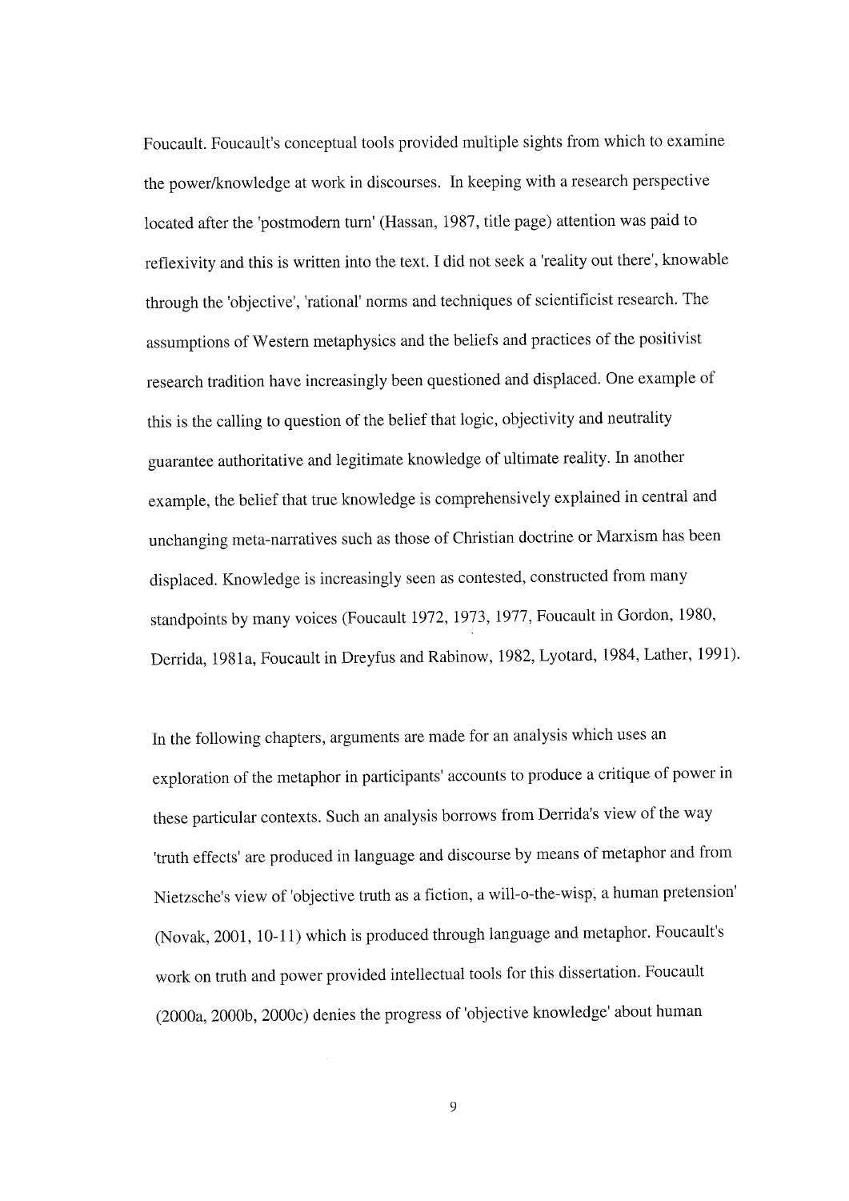Foucault. Foucault's conceptual tools provided multiple sights from which to examine the power/knowledge at work in discourses. In keeping with a research perspective located after the 'postmodern turn' (Hassan, 1987, title page) attention was paid to reflexivity and this is written into the text. I did not seek a 'reality out there', knowable through the 'objective', 'rational' norms and techniques of scientificist research. The assumptions of Western metaphysics and the beliefs and practices of the positivist research tradition have increasingly been questioned and displaced. One example of this is the calling to question of the belief that logic, objectivity and neutrality guarantee authoritative and legitimate knowledge of ultimate reality. In another example, the belief that true knowledge is comprehensively explained in central and unchanging meta-narratives such as those of Christian doctrine or Marxism has been displaced. Knowledge is increasingly seen as contested, constructed from many standpoints by many voices (Foucault 1972, 1973, 1977, Foucault in Gordon, 1980, Derrida, 1981a, Foucault in Dreyfus and Rabinow, 1982, Lyotard, 1984, Lather, 1991).

In the following chapters, arguments are made for an analysis which uses an exploration of the metaphor in participants' accounts to produce a critique of power in these particular contexts. Such an analysis borrows from Derrida's view of the way 'truth effects' are produced in language and discourse by means of metaphor and from Nietzsche's view of 'objective truth as a fiction, a will-o-the-wisp, a human pretension' (Novak, 2001, 10-11) which is produced through language and metaphor. Foucault's work on truth and power provided intellectual tools for this dissertation. Foucault (2000a, 2000b, 2000c) denies the progress of 'objective knowledge' about human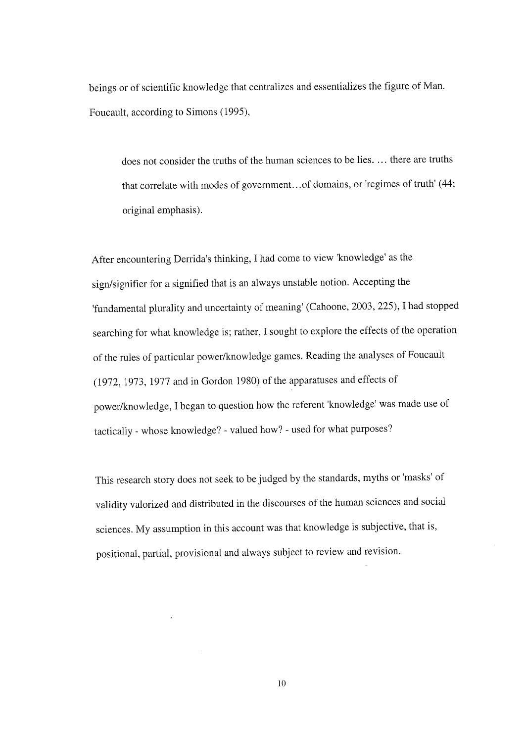beings or of scientific knowledge that centralizes and essentializes the figure of Man. Foucault, according to Simons (1995),

> does not consider the truths of the human sciences to be lies. ... there are truths that correlate with modes of government...of domains, or 'regimes of truth' (44; original emphasis).

After encountering Derrida's thinking, I had come to view 'knowledge' as the sign/signifier for a signified that is an always unstable notion. Accepting the 'fundamental plurality and uncertainty of meaning' (Cahoone, 2003, 225), I had stopped searching for what knowledge is; rather, I sought to explore the effects of the operation of the rules of particular power/knowledge games. Reading the analyses of Foucault (1972, 1973, 1977 and in Gordon 1980) of the apparatuses and effects of power/knowledge, I began to question how the referent 'knowledge' was made use of tactically - whose knowledge? - valued how? - used for what purposes?

This research story does not seek to be judged by the standards, myths or 'masks' of validity valorized and distributed in the discourses of the human sciences and social sciences. My assumption in this account was that knowledge is subjective, that is, positional, partial, provisional and always subject to review and revision.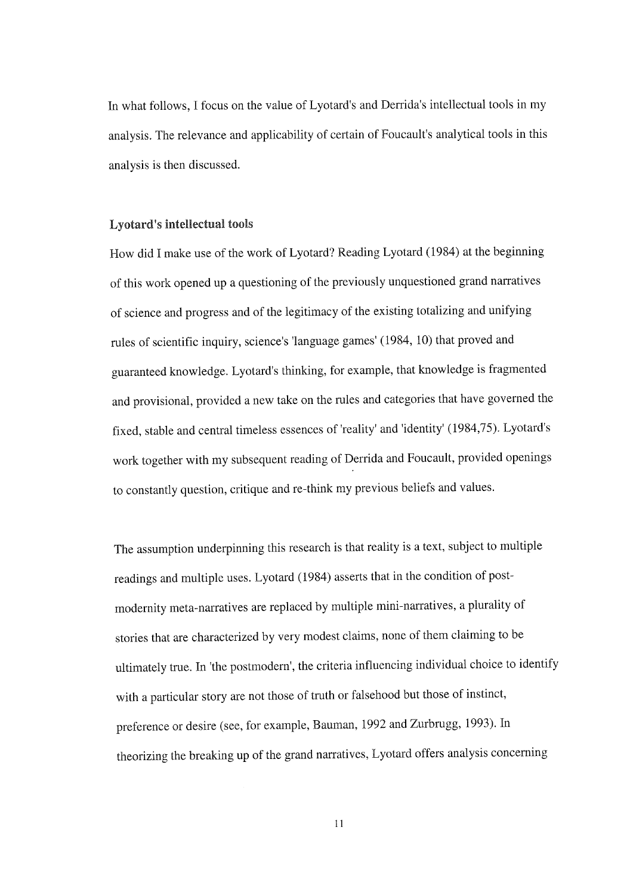In what follows, I focus on the value of Lyotard's and Derrida's intellectual tools in my analysis. The relevance and applicability of certain of Foucault's analytical tools in this analysis is then discussed.

### Lyotard's intellectual tools

How did I make use of the work of Lyotard? Reading Lyotard (1984) at the beginning of this work opened up a questioning of the previously unquestioned grand narratives of science and progress and of the legitimacy of the existing totalizing and unifying rules of scientific inquiry, science's 'language games' (1984, 10) that proved and guaranteed knowledge. Lyotard's thinking, for example, that knowledge is fragmented and provisional, provided a new take on the rules and categories that have governed the fixed, stable and central timeless essences of 'reality' and 'identity' (1984,75). Lyotard's work together with my subsequent reading of Derrida and Foucault, provided openings to constantly question, critique and re-think my previous beliefs and values.

The assumption underpinning this research is that reality is a text, subject to multiple readings and multiple uses. Lyotard (1984) asserts that in the condition of post-modernity meta-narratives are replaced by multiple mini-narratives, a plurality of stories that are characterized by very modest claims, none of them claiming to be ultimately true. In 'the postmodern', the criteria influencing individual choice to identify with a particular story are not those of truth or falsehood but those of instinct, preference or desire (see, for example, Bauman, 1992 and Zurbrugg, 1993). In theorizing the breaking up of the grand narratives, Lyotard offers analysis concerning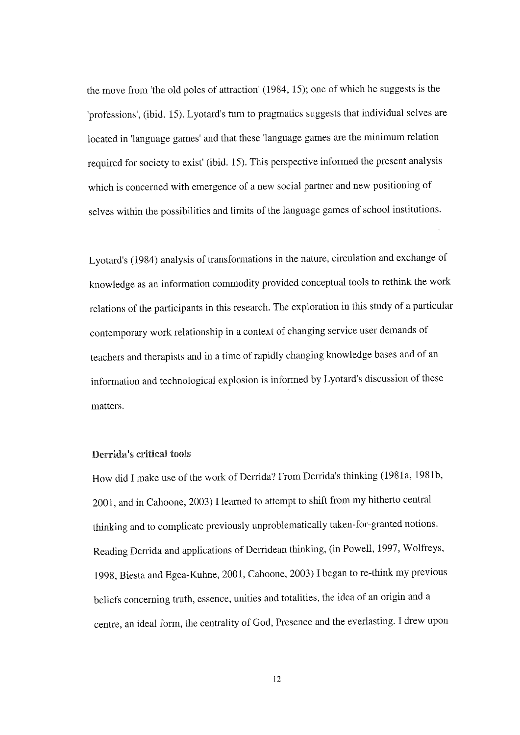the move from 'the old poles of attraction' (1984, 15); one of which he suggests is the 'professions', (ibid. 15). Lyotard's turn to pragmatics suggests that individual selves are located in 'language games' and that these 'language games are the minimum relation required for society to exist' (ibid. 15). This perspective informed the present analysis which is concerned with emergence of a new social partner and new positioning of selves within the possibilities and limits of the language games of school institutions.

Lyotard's (1984) analysis of transformations in the nature, circulation and exchange of knowledge as an information commodity provided conceptual tools to rethink the work relations of the participants in this research. The exploration in this study of a particular contemporary work relationship in a context of changing service user demands of teachers and therapists and in a time of rapidly changing knowledge bases and of an information and technological explosion is informed by Lyotard's discussion of these matters.

### Derrida's critical tools

How did I make use of the work of Derrida? From Derrida's thinking (1981a, 1981b, 2001, and in Cahoone, 2003) I learned to attempt to shift from my hitherto central thinking and to complicate previously unproblematically taken-for-granted notions. Reading Derrida and applications of Derridean thinking, (in Powell, 1997, Wolfreys, 1998, Biesta and Egea-Kuhne, 2001, Cahoone, 2003) I began to re-think my previous beliefs concerning truth, essence, unities and totalities, the idea of an origin and a centre, an ideal form, the centrality of God, Presence and the everlasting. I drew upon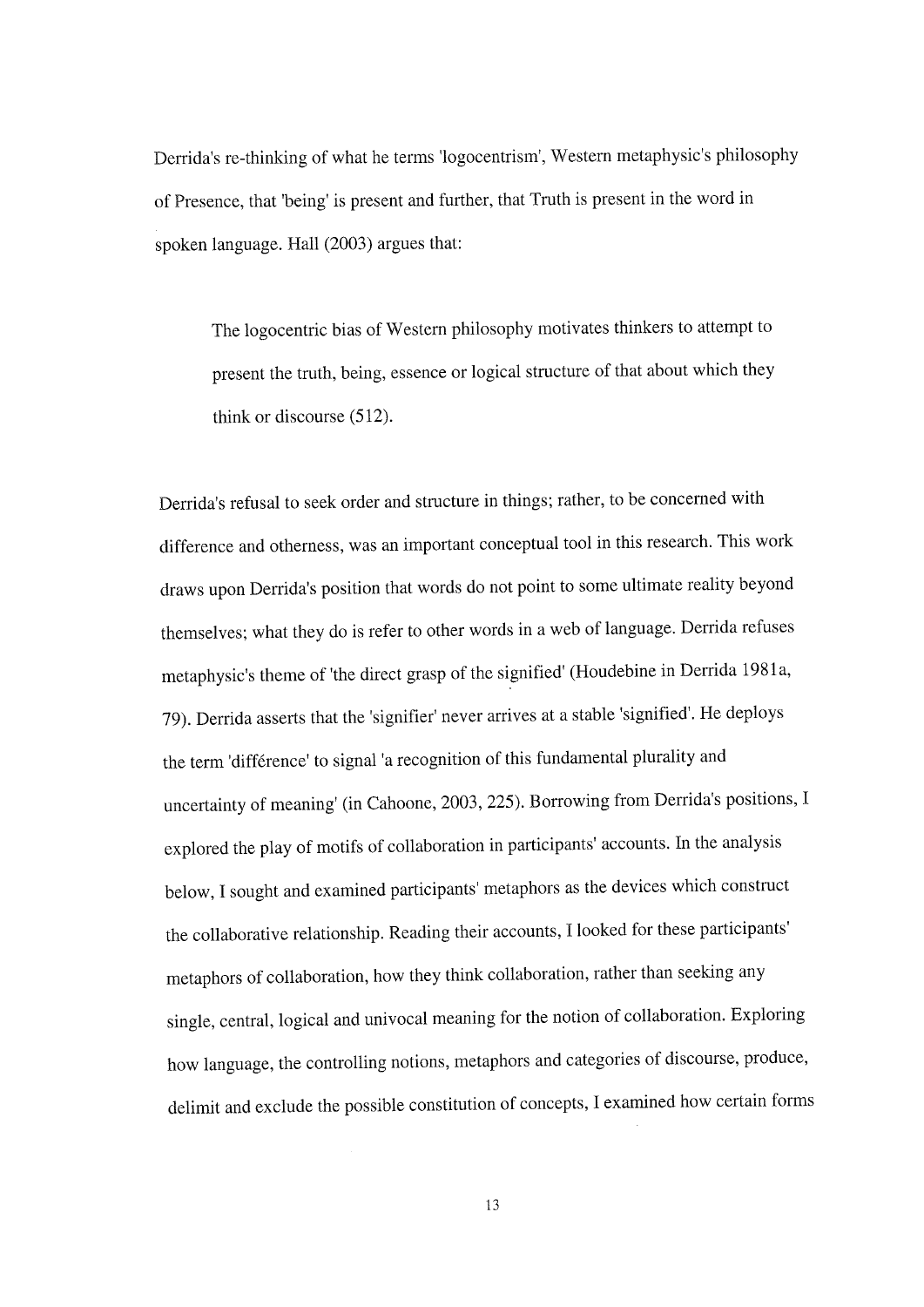Derrida's re-thinking of what he terms 'logocentrism', Western metaphysic's philosophy of Presence, that 'being' is present and further, that Truth is present in the word in spoken language. Hall (2003) argues that:

> The logocentric bias of Western philosophy motivates thinkers to attempt to present the truth, being, essence or logical structure of that about which they think or discourse (512).

Derrida's refusal to seek order and structure in things; rather, to be concerned with difference and otherness, was an important conceptual tool in this research. This work draws upon Derrida's position that words do not point to some ultimate reality beyond themselves; what they do is refer to other words in a web of language. Derrida refuses metaphysic's theme of 'the direct grasp of the signified' (Houdebine in Derrida 1981a, 79). Derrida asserts that the 'signifier' never arrives at a stable 'signified'. He deploys the term 'différence' to signal 'a recognition of this fundamental plurality and uncertainty of meaning' (in Cahoone, 2003, 225). Borrowing from Derrida's positions, I explored the play of motifs of collaboration in participants' accounts. In the analysis below, I sought and examined participants' metaphors as the devices which construct the collaborative relationship. Reading their accounts, I looked for these participants' metaphors of collaboration, how they think collaboration, rather than seeking any single, central, logical and univocal meaning for the notion of collaboration. Exploring how language, the controlling notions, metaphors and categories of discourse, produce, delimit and exclude the possible constitution of concepts, I examined how certain forms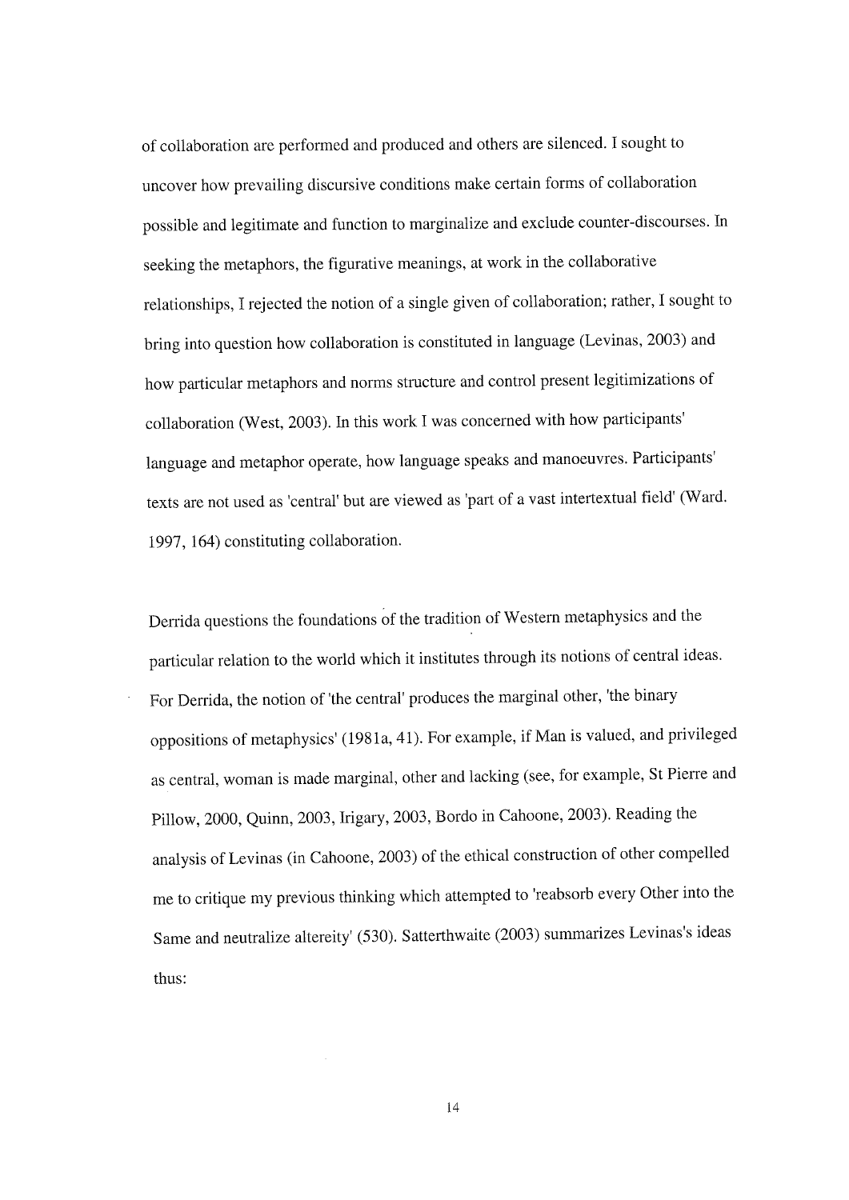of collaboration are performed and produced and others are silenced. I sought to uncover how prevailing discursive conditions make certain forms of collaboration possible and legitimate and function to marginalize and exclude counter-discourses. In seeking the metaphors, the figurative meanings, at work in the collaborative relationships, I rejected the notion of a single given of collaboration; rather, I sought to bring into question how collaboration is constituted in language (Levinas, 2003) and how particular metaphors and norms structure and control present legitimizations of collaboration (West, 2003). In this work I was concerned with how participants' language and metaphor operate, how language speaks and manoeuvres. Participants' texts are not used as 'central' but are viewed as 'part of a vast intertextual field' (Ward. 1997, 164) constituting collaboration.

Derrida questions the foundations of the tradition of Western metaphysics and the particular relation to the world which it institutes through its notions of central ideas. For Derrida, the notion of 'the central' produces the marginal other, 'the binary oppositions of metaphysics' (1981a, 41). For example, if Man is valued, and privileged as central, woman is made marginal, other and lacking (see, for example, St Pierre and Pillow, 2000, Quinn, 2003, Irigary, 2003, Bordo in Cahoone, 2003). Reading the analysis of Levinas (in Cahoone, 2003) of the ethical construction of other compelled me to critique my previous thinking which attempted to 'reabsorb every Other into the Same and neutralize altereity' (530). Satterthwaite (2003) summarizes Levinas's ideas thus: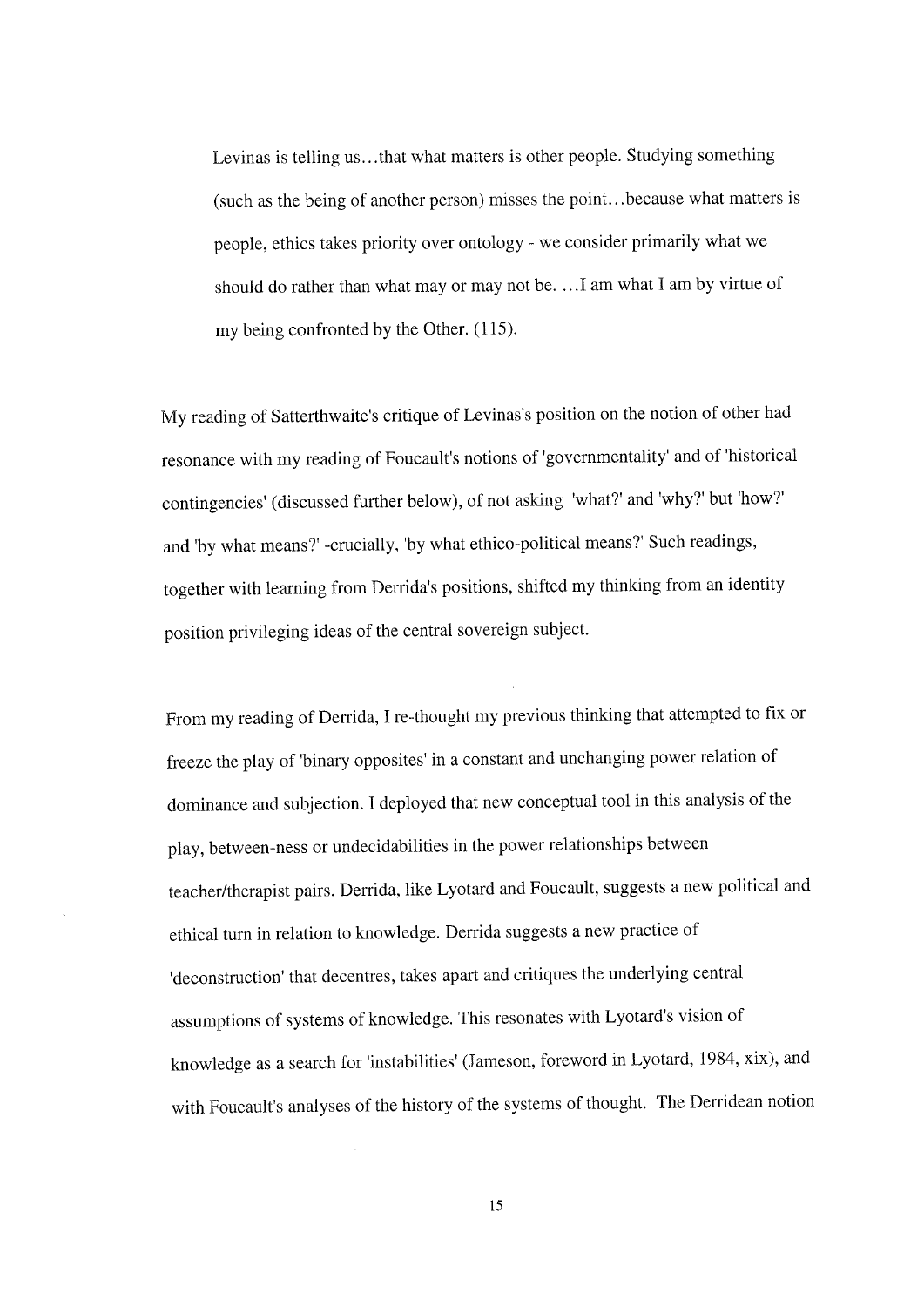> Levinas is telling us...that what matters is other people. Studying something (such as the being of another person) misses the point...because what matters is people, ethics takes priority over ontology - we consider primarily what we should do rather than what may or may not be. ...I am what I am by virtue of my being confronted by the Other. (115).

My reading of Satterthwaite's critique of Levinas's position on the notion of other had resonance with my reading of Foucault's notions of 'governmentality' and of 'historical contingencies' (discussed further below), of not asking 'what?' and 'why?' but 'how?' and 'by what means?' -crucially, 'by what ethico-political means?' Such readings, together with learning from Derrida's positions, shifted my thinking from an identity position privileging ideas of the central sovereign subject.

From my reading of Derrida, I re-thought my previous thinking that attempted to fix or freeze the play of 'binary opposites' in a constant and unchanging power relation of dominance and subjection. I deployed that new conceptual tool in this analysis of the play, between-ness or undecidabilities in the power relationships between teacher/therapist pairs. Derrida, like Lyotard and Foucault, suggests a new political and ethical turn in relation to knowledge. Derrida suggests a new practice of 'deconstruction' that decentres, takes apart and critiques the underlying central assumptions of systems of knowledge. This resonates with Lyotard's vision of knowledge as a search for 'instabilities' (Jameson, foreword in Lyotard, 1984, xix), and with Foucault's analyses of the history of the systems of thought. The Derridean notion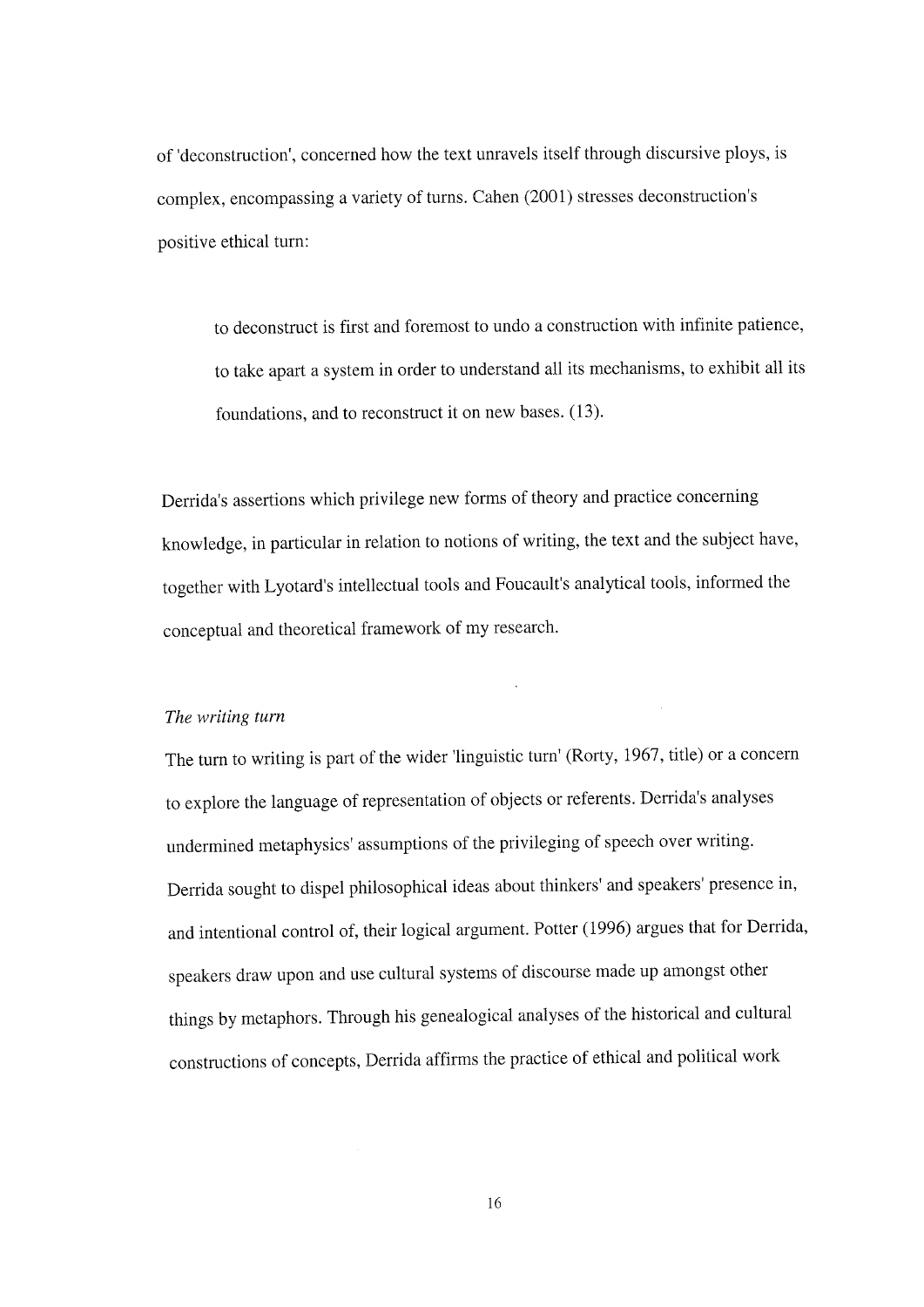of 'deconstruction', concerned how the text unravels itself through discursive ploys, is complex, encompassing a variety of turns. Cahen (2001) stresses deconstruction's positive ethical turn:

> to deconstruct is first and foremost to undo a construction with infinite patience, to take apart a system in order to understand all its mechanisms, to exhibit all its foundations, and to reconstruct it on new bases. (13).

Derrida's assertions which privilege new forms of theory and practice concerning knowledge, in particular in relation to notions of writing, the text and the subject have, together with Lyotard's intellectual tools and Foucault's analytical tools, informed the conceptual and theoretical framework of my research.

*The writing turn*

The turn to writing is part of the wider 'linguistic turn' (Rorty, 1967, title) or a concern to explore the language of representation of objects or referents. Derrida's analyses undermined metaphysics' assumptions of the privileging of speech over writing. Derrida sought to dispel philosophical ideas about thinkers' and speakers' presence in, and intentional control of, their logical argument. Potter (1996) argues that for Derrida, speakers draw upon and use cultural systems of discourse made up amongst other things by metaphors. Through his genealogical analyses of the historical and cultural constructions of concepts, Derrida affirms the practice of ethical and political work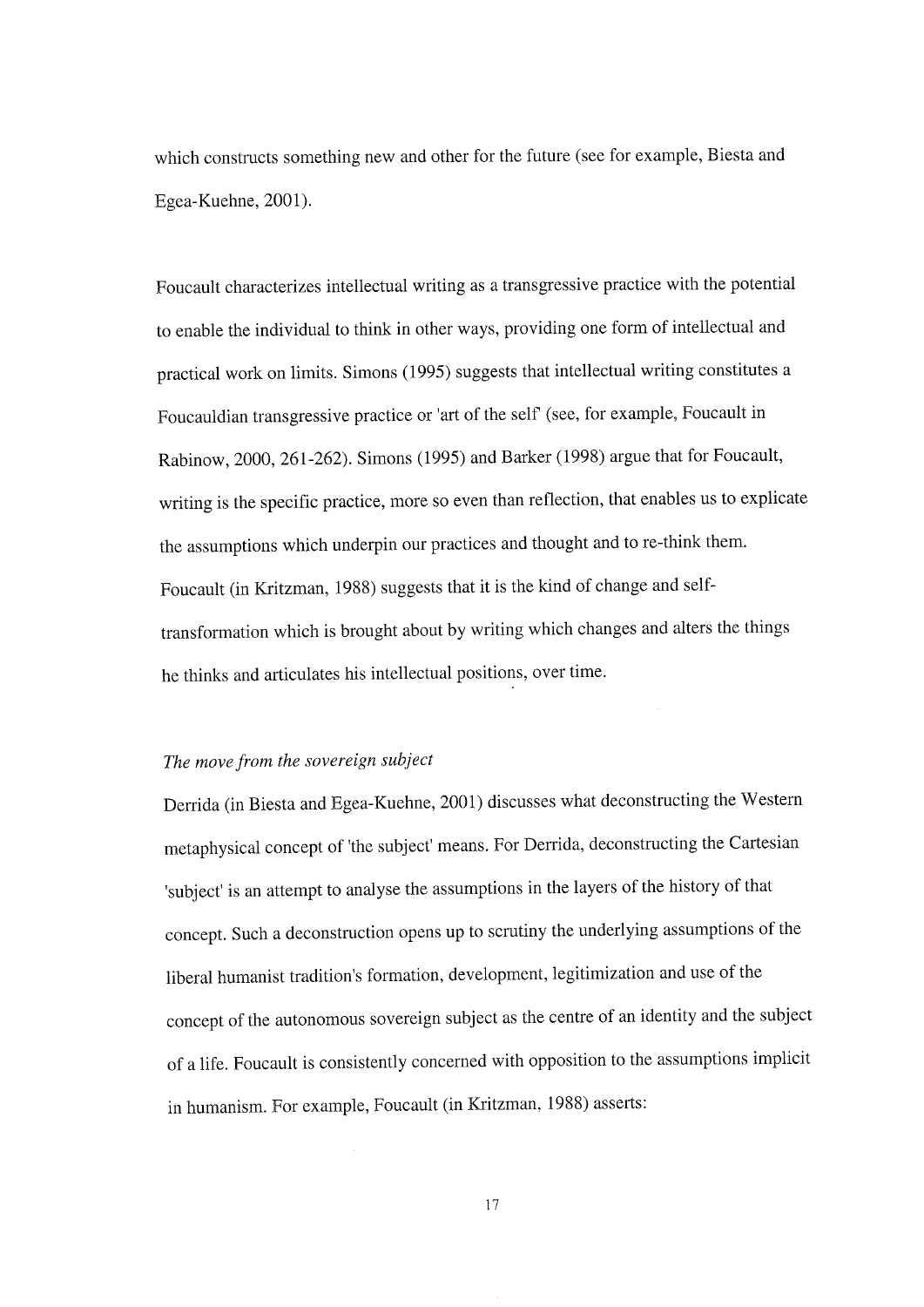which constructs something new and other for the future (see for example, Biesta and Egea-Kuehne, 2001).

Foucault characterizes intellectual writing as a transgressive practice with the potential to enable the individual to think in other ways, providing one form of intellectual and practical work on limits. Simons (1995) suggests that intellectual writing constitutes a Foucauldian transgressive practice or 'art of the self' (see, for example, Foucault in Rabinow, 2000, 261-262). Simons (1995) and Barker (1998) argue that for Foucault, writing is the specific practice, more so even than reflection, that enables us to explicate the assumptions which underpin our practices and thought and to re-think them. Foucault (in Kritzman, 1988) suggests that it is the kind of change and self-transformation which is brought about by writing which changes and alters the things he thinks and articulates his intellectual positions, over time.

*The move from the sovereign subject*

Derrida (in Biesta and Egea-Kuehne, 2001) discusses what deconstructing the Western metaphysical concept of 'the subject' means. For Derrida, deconstructing the Cartesian 'subject' is an attempt to analyse the assumptions in the layers of the history of that concept. Such a deconstruction opens up to scrutiny the underlying assumptions of the liberal humanist tradition's formation, development, legitimization and use of the concept of the autonomous sovereign subject as the centre of an identity and the subject of a life. Foucault is consistently concerned with opposition to the assumptions implicit in humanism. For example, Foucault (in Kritzman, 1988) asserts: